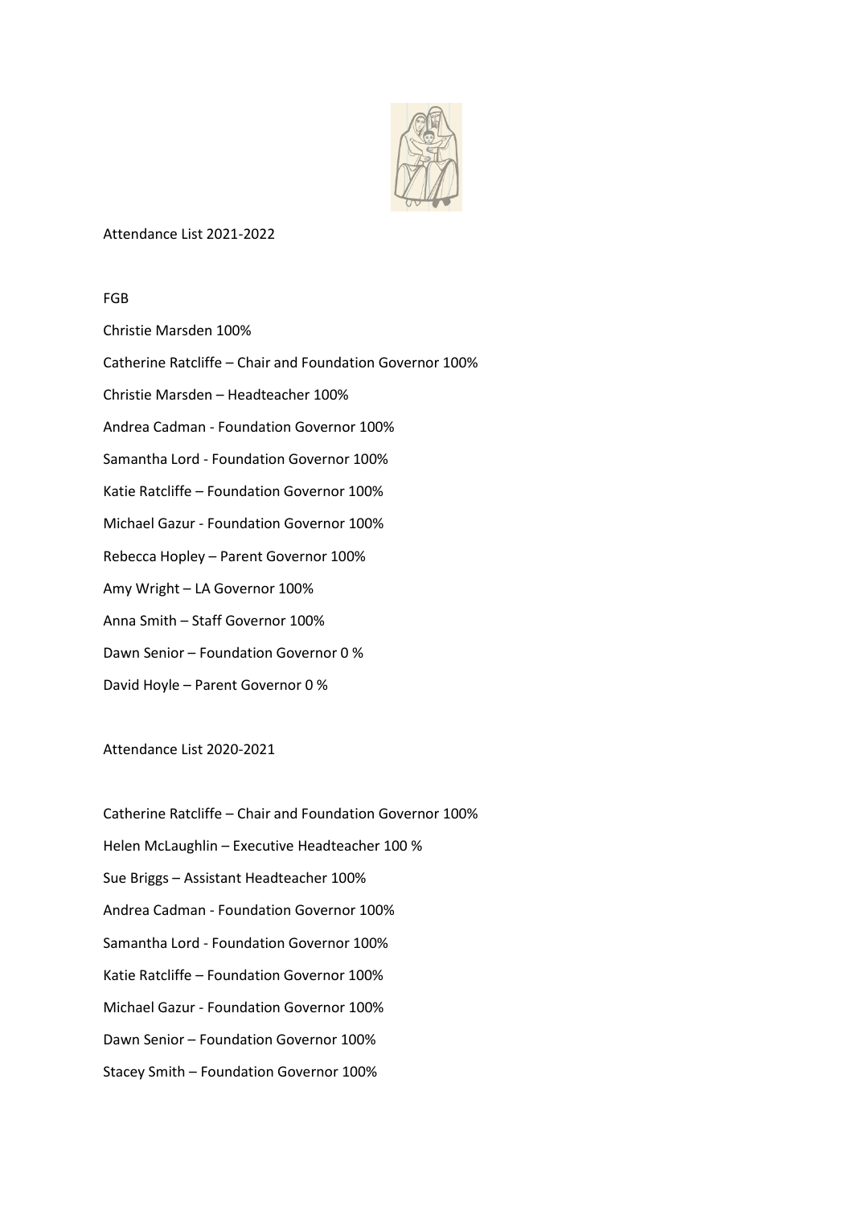Attendance List 2021-2022

FGB

Christie Marsden 100%

Catherine Ratcliffe – Chair and Foundation Governor 100%

Christie Marsden – Headteacher 100%

Andrea Cadman - Foundation Governor 100%

Samantha Lord - Foundation Governor 100%

Katie Ratcliffe – Foundation Governor 100%

Michael Gazur - Foundation Governor 100%

Rebecca Hopley – Parent Governor 100%

Amy Wright – LA Governor 100%

Anna Smith – Staff Governor 100%

Dawn Senior – Foundation Governor 0 %

David Hoyle – Parent Governor 0 %

Attendance List 2020-2021

Catherine Ratcliffe – Chair and Foundation Governor 100%

Helen McLaughlin – Executive Headteacher 100 %

Sue Briggs – Assistant Headteacher 100%

Andrea Cadman - Foundation Governor 100%

Samantha Lord - Foundation Governor 100%

Katie Ratcliffe – Foundation Governor 100%

Michael Gazur - Foundation Governor 100%

Dawn Senior – Foundation Governor 100%

Stacey Smith – Foundation Governor 100%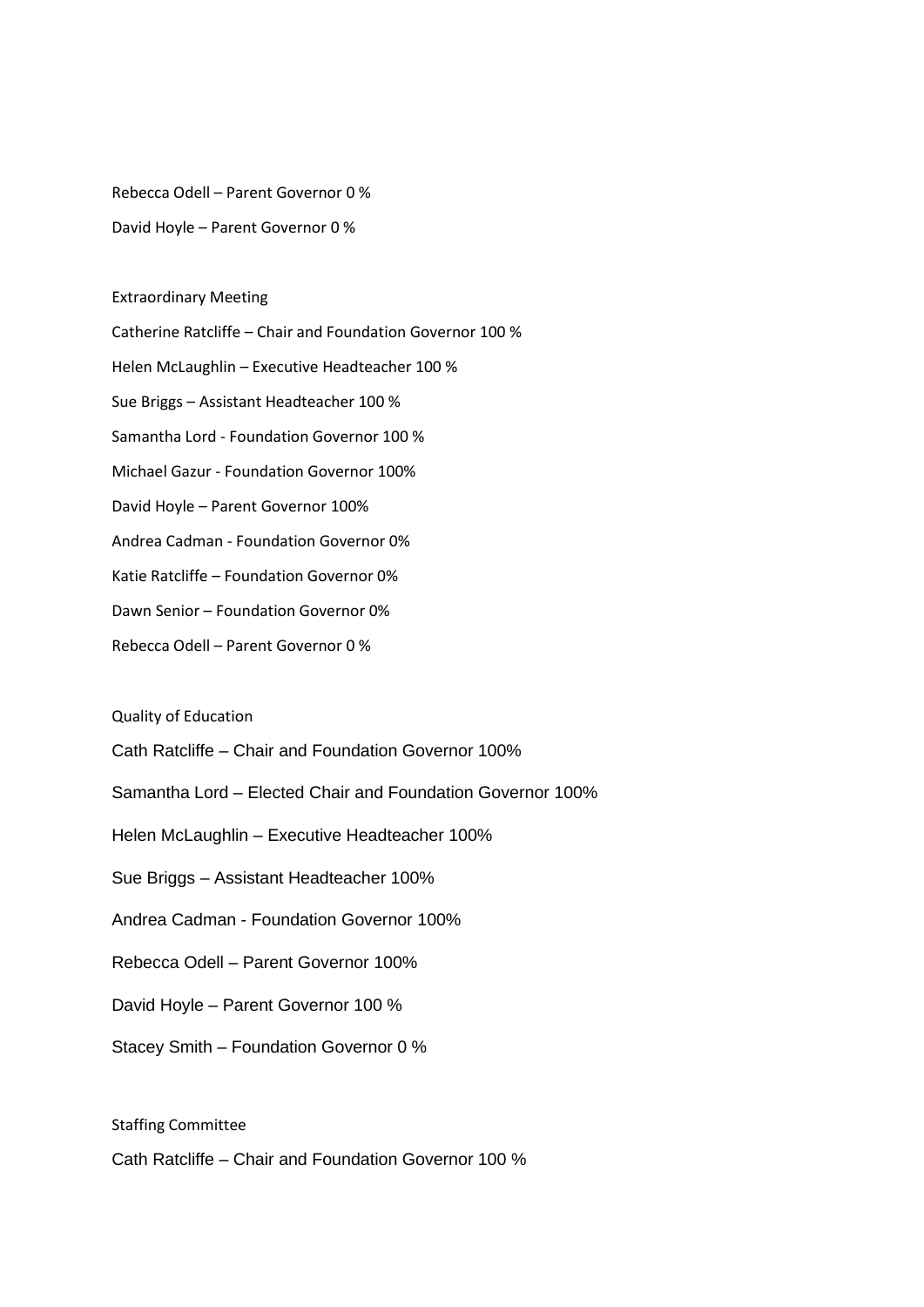Rebecca Odell – Parent Governor 0 %

David Hoyle – Parent Governor 0 %

Extraordinary Meeting

Catherine Ratcliffe – Chair and Foundation Governor 100 %

Helen McLaughlin – Executive Headteacher 100 %

Sue Briggs – Assistant Headteacher 100 %

Samantha Lord - Foundation Governor 100 %

Michael Gazur - Foundation Governor 100%

David Hoyle – Parent Governor 100%

Andrea Cadman - Foundation Governor 0%

Katie Ratcliffe – Foundation Governor 0%

Dawn Senior – Foundation Governor 0%

Rebecca Odell – Parent Governor 0 %

Quality of Education

Cath Ratcliffe – Chair and Foundation Governor 100%

Samantha Lord – Elected Chair and Foundation Governor 100%

Helen McLaughlin – Executive Headteacher 100%

Sue Briggs – Assistant Headteacher 100%

Andrea Cadman - Foundation Governor 100%

Rebecca Odell – Parent Governor 100%

David Hoyle – Parent Governor 100 %

Stacey Smith – Foundation Governor 0 %

Staffing Committee

Cath Ratcliffe – Chair and Foundation Governor 100 %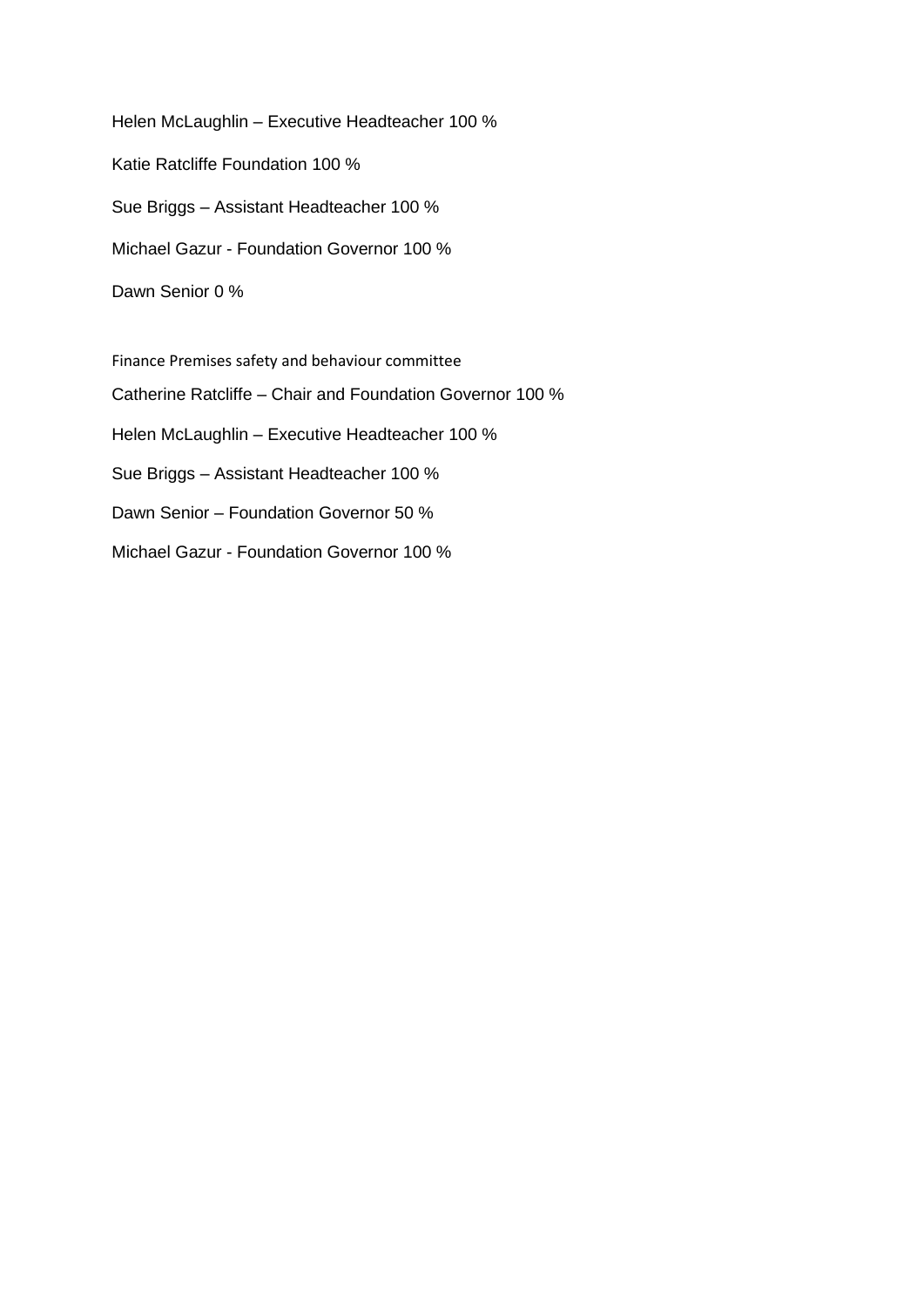Helen McLaughlin – Executive Headteacher 100 %

Katie Ratcliffe Foundation 100 %

Sue Briggs – Assistant Headteacher 100 %

Michael Gazur - Foundation Governor 100 %

Dawn Senior 0 %

Finance Premises safety and behaviour committee

Catherine Ratcliffe – Chair and Foundation Governor 100 %

Helen McLaughlin – Executive Headteacher 100 %

Sue Briggs – Assistant Headteacher 100 %

Dawn Senior – Foundation Governor 50 %

Michael Gazur - Foundation Governor 100 %